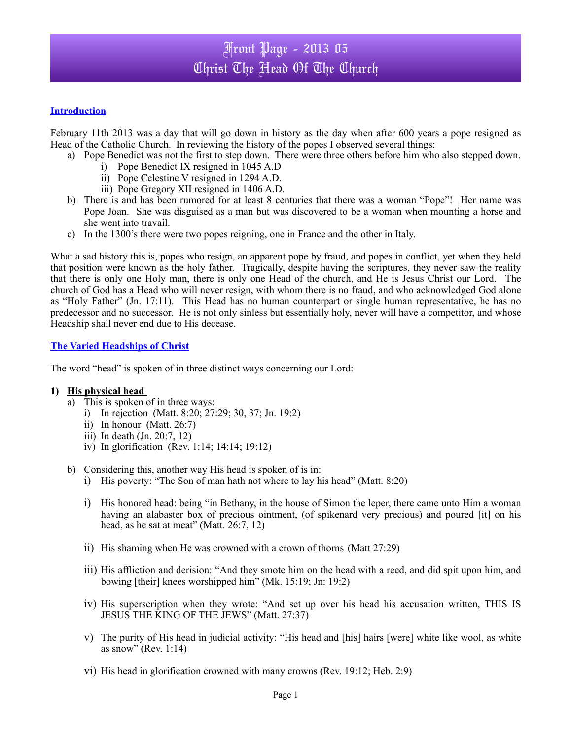# Front Page - 2013 05
# Christ The Head Of The Church

## Introduction

February 11th 2013 was a day that will go down in history as the day when after 600 years a pope resigned as Head of the Catholic Church. In reviewing the history of the popes I observed several things:

a) Pope Benedict was not the first to step down. There were three others before him who also stepped down.
   i) Pope Benedict IX resigned in 1045 A.D
   ii) Pope Celestine V resigned in 1294 A.D.
   iii) Pope Gregory XII resigned in 1406 A.D.
b) There is and has been rumored for at least 8 centuries that there was a woman "Pope"! Her name was Pope Joan. She was disguised as a man but was discovered to be a woman when mounting a horse and she went into travail.
c) In the 1300's there were two popes reigning, one in France and the other in Italy.

What a sad history this is, popes who resign, an apparent pope by fraud, and popes in conflict, yet when they held that position were known as the holy father. Tragically, despite having the scriptures, they never saw the reality that there is only one Holy man, there is only one Head of the church, and He is Jesus Christ our Lord. The church of God has a Head who will never resign, with whom there is no fraud, and who acknowledged God alone as "Holy Father" (Jn. 17:11). This Head has no human counterpart or single human representative, he has no predecessor and no successor. He is not only sinless but essentially holy, never will have a competitor, and whose Headship shall never end due to His decease.

## The Varied Headships of Christ

The word "head" is spoken of in three distinct ways concerning our Lord:

### 1) His physical head

a) This is spoken of in three ways:
   i) In rejection (Matt. 8:20; 27:29; 30, 37; Jn. 19:2)
   ii) In honour (Matt. 26:7)
   iii) In death (Jn. 20:7, 12)
   iv) In glorification (Rev. 1:14; 14:14; 19:12)

b) Considering this, another way His head is spoken of is in:
   i) His poverty: "The Son of man hath not where to lay his head" (Matt. 8:20)

   i) His honored head: being "in Bethany, in the house of Simon the leper, there came unto Him a woman having an alabaster box of precious ointment, (of spikenard very precious) and poured [it] on his head, as he sat at meat" (Matt. 26:7, 12)

   ii) His shaming when He was crowned with a crown of thorns (Matt 27:29)

   iii) His affliction and derision: "And they smote him on the head with a reed, and did spit upon him, and bowing [their] knees worshipped him" (Mk. 15:19; Jn: 19:2)

   iv) His superscription when they wrote: "And set up over his head his accusation written, THIS IS JESUS THE KING OF THE JEWS" (Matt. 27:37)

   v) The purity of His head in judicial activity: "His head and [his] hairs [were] white like wool, as white as snow" (Rev. 1:14)

   vi) His head in glorification crowned with many crowns (Rev. 19:12; Heb. 2:9)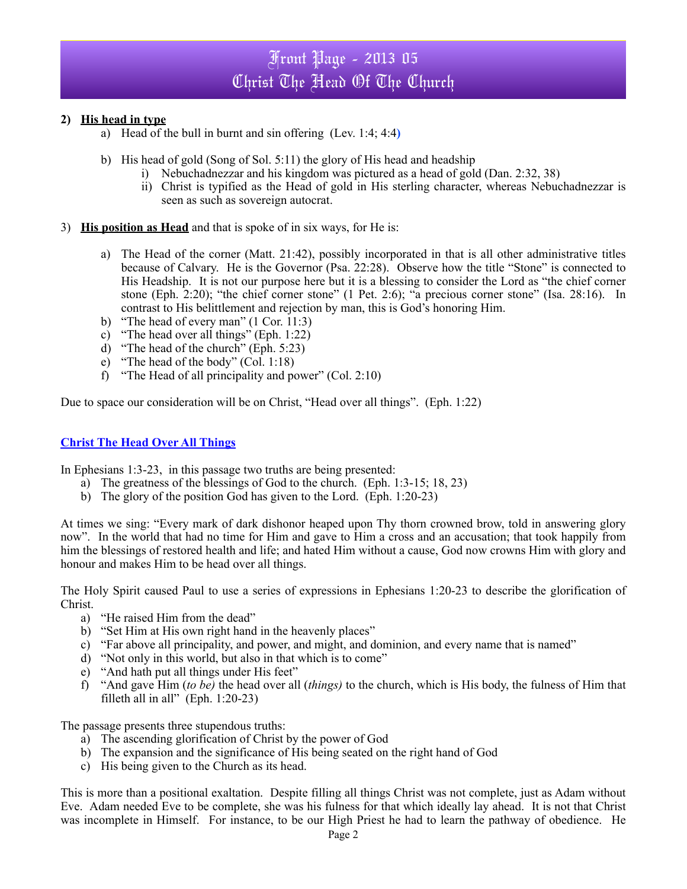2) **His head in type**

   a) Head of the bull in burnt and sin offering (Lev. 1:4; 4:4)

   b) His head of gold (Song of Sol. 5:11) the glory of His head and headship
      i) Nebuchadnezzar and his kingdom was pictured as a head of gold (Dan. 2:32, 38)
      ii) Christ is typified as the Head of gold in His sterling character, whereas Nebuchadnezzar is seen as such as sovereign autocrat.

3) **His position as Head** and that is spoke of in six ways, for He is:

   a) The Head of the corner (Matt. 21:42), possibly incorporated in that is all other administrative titles because of Calvary. He is the Governor (Psa. 22:28). Observe how the title "Stone" is connected to His Headship. It is not our purpose here but it is a blessing to consider the Lord as "the chief corner stone (Eph. 2:20); "the chief corner stone" (1 Pet. 2:6); "a precious corner stone" (Isa. 28:16). In contrast to His belittlement and rejection by man, this is God's honoring Him.
   b) "The head of every man" (1 Cor. 11:3)
   c) "The head over all things" (Eph. 1:22)
   d) "The head of the church" (Eph. 5:23)
   e) "The head of the body" (Col. 1:18)
   f) "The Head of all principality and power" (Col. 2:10)

Due to space our consideration will be on Christ, "Head over all things". (Eph. 1:22)

## Christ The Head Over All Things

In Ephesians 1:3-23, in this passage two truths are being presented:

a) The greatness of the blessings of God to the church. (Eph. 1:3-15; 18, 23)
b) The glory of the position God has given to the Lord. (Eph. 1:20-23)

At times we sing: "Every mark of dark dishonor heaped upon Thy thorn crowned brow, told in answering glory now". In the world that had no time for Him and gave to Him a cross and an accusation; that took happily from him the blessings of restored health and life; and hated Him without a cause, God now crowns Him with glory and honour and makes Him to be head over all things.

The Holy Spirit caused Paul to use a series of expressions in Ephesians 1:20-23 to describe the glorification of Christ.

a) "He raised Him from the dead"
b) "Set Him at His own right hand in the heavenly places"
c) "Far above all principality, and power, and might, and dominion, and every name that is named"
d) "Not only in this world, but also in that which is to come"
e) "And hath put all things under His feet"
f) "And gave Him (*to be)* the head over all (*things)* to the church, which is His body, the fulness of Him that filleth all in all" (Eph. 1:20-23)

The passage presents three stupendous truths:

a) The ascending glorification of Christ by the power of God
b) The expansion and the significance of His being seated on the right hand of God
c) His being given to the Church as its head.

This is more than a positional exaltation. Despite filling all things Christ was not complete, just as Adam without Eve. Adam needed Eve to be complete, she was his fulness for that which ideally lay ahead. It is not that Christ was incomplete in Himself. For instance, to be our High Priest he had to learn the pathway of obedience. He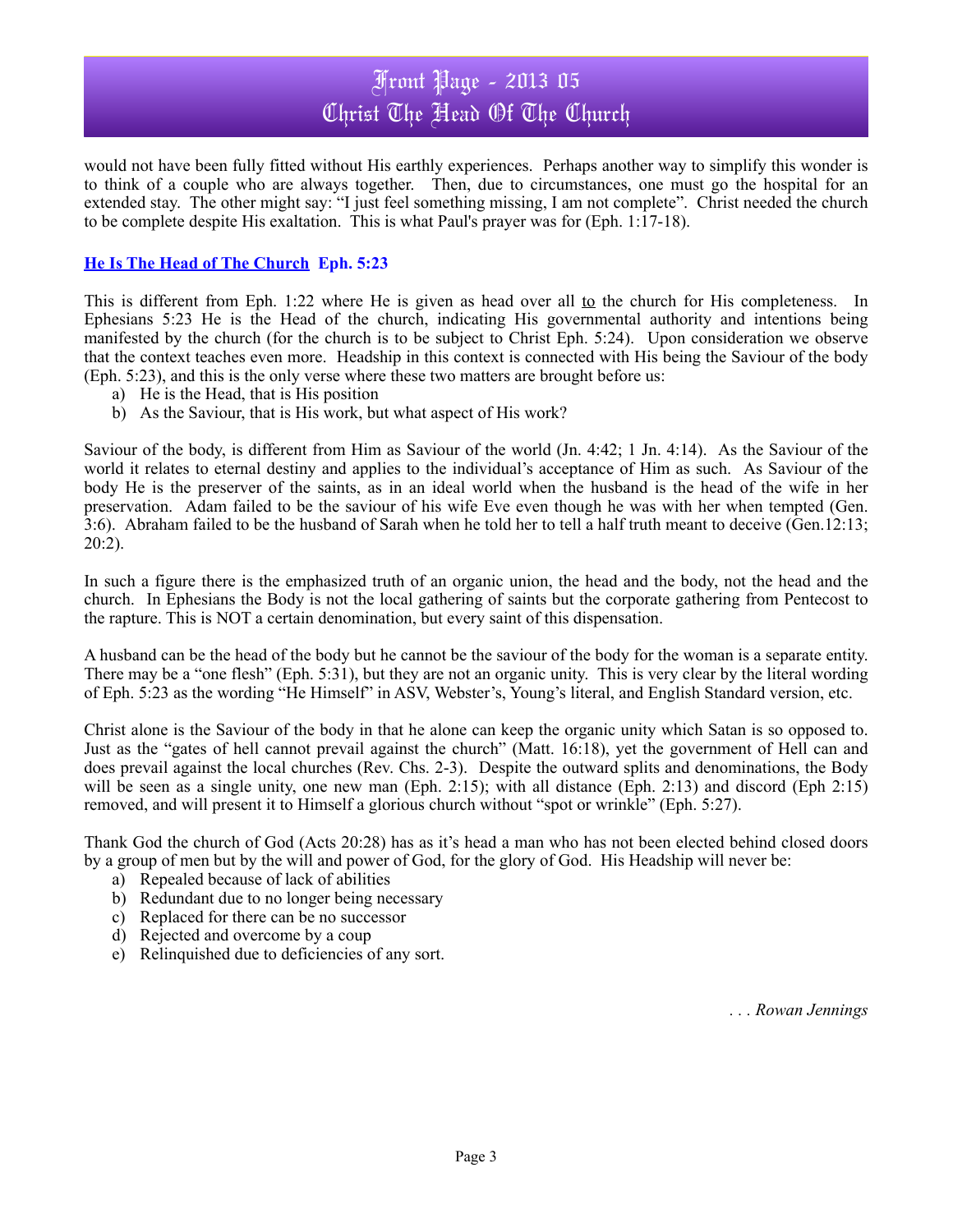would not have been fully fitted without His earthly experiences. Perhaps another way to simplify this wonder is to think of a couple who are always together. Then, due to circumstances, one must go the hospital for an extended stay. The other might say: "I just feel something missing, I am not complete". Christ needed the church to be complete despite His exaltation. This is what Paul's prayer was for (Eph. 1:17-18).

### He Is The Head of The Church Eph. 5:23

This is different from Eph. 1:22 where He is given as head over all to the church for His completeness. In Ephesians 5:23 He is the Head of the church, indicating His governmental authority and intentions being manifested by the church (for the church is to be subject to Christ Eph. 5:24). Upon consideration we observe that the context teaches even more. Headship in this context is connected with His being the Saviour of the body (Eph. 5:23), and this is the only verse where these two matters are brought before us:

a) He is the Head, that is His position
b) As the Saviour, that is His work, but what aspect of His work?

Saviour of the body, is different from Him as Saviour of the world (Jn. 4:42; 1 Jn. 4:14). As the Saviour of the world it relates to eternal destiny and applies to the individual's acceptance of Him as such. As Saviour of the body He is the preserver of the saints, as in an ideal world when the husband is the head of the wife in her preservation. Adam failed to be the saviour of his wife Eve even though he was with her when tempted (Gen. 3:6). Abraham failed to be the husband of Sarah when he told her to tell a half truth meant to deceive (Gen.12:13; 20:2).

In such a figure there is the emphasized truth of an organic union, the head and the body, not the head and the church. In Ephesians the Body is not the local gathering of saints but the corporate gathering from Pentecost to the rapture. This is NOT a certain denomination, but every saint of this dispensation.

A husband can be the head of the body but he cannot be the saviour of the body for the woman is a separate entity. There may be a "one flesh" (Eph. 5:31), but they are not an organic unity. This is very clear by the literal wording of Eph. 5:23 as the wording "He Himself" in ASV, Webster's, Young's literal, and English Standard version, etc.

Christ alone is the Saviour of the body in that he alone can keep the organic unity which Satan is so opposed to. Just as the "gates of hell cannot prevail against the church" (Matt. 16:18), yet the government of Hell can and does prevail against the local churches (Rev. Chs. 2-3). Despite the outward splits and denominations, the Body will be seen as a single unity, one new man (Eph. 2:15); with all distance (Eph. 2:13) and discord (Eph 2:15) removed, and will present it to Himself a glorious church without "spot or wrinkle" (Eph. 5:27).

Thank God the church of God (Acts 20:28) has as it's head a man who has not been elected behind closed doors by a group of men but by the will and power of God, for the glory of God. His Headship will never be:

a) Repealed because of lack of abilities
b) Redundant due to no longer being necessary
c) Replaced for there can be no successor
d) Rejected and overcome by a coup
e) Relinquished due to deficiencies of any sort.

*. . . Rowan Jennings*